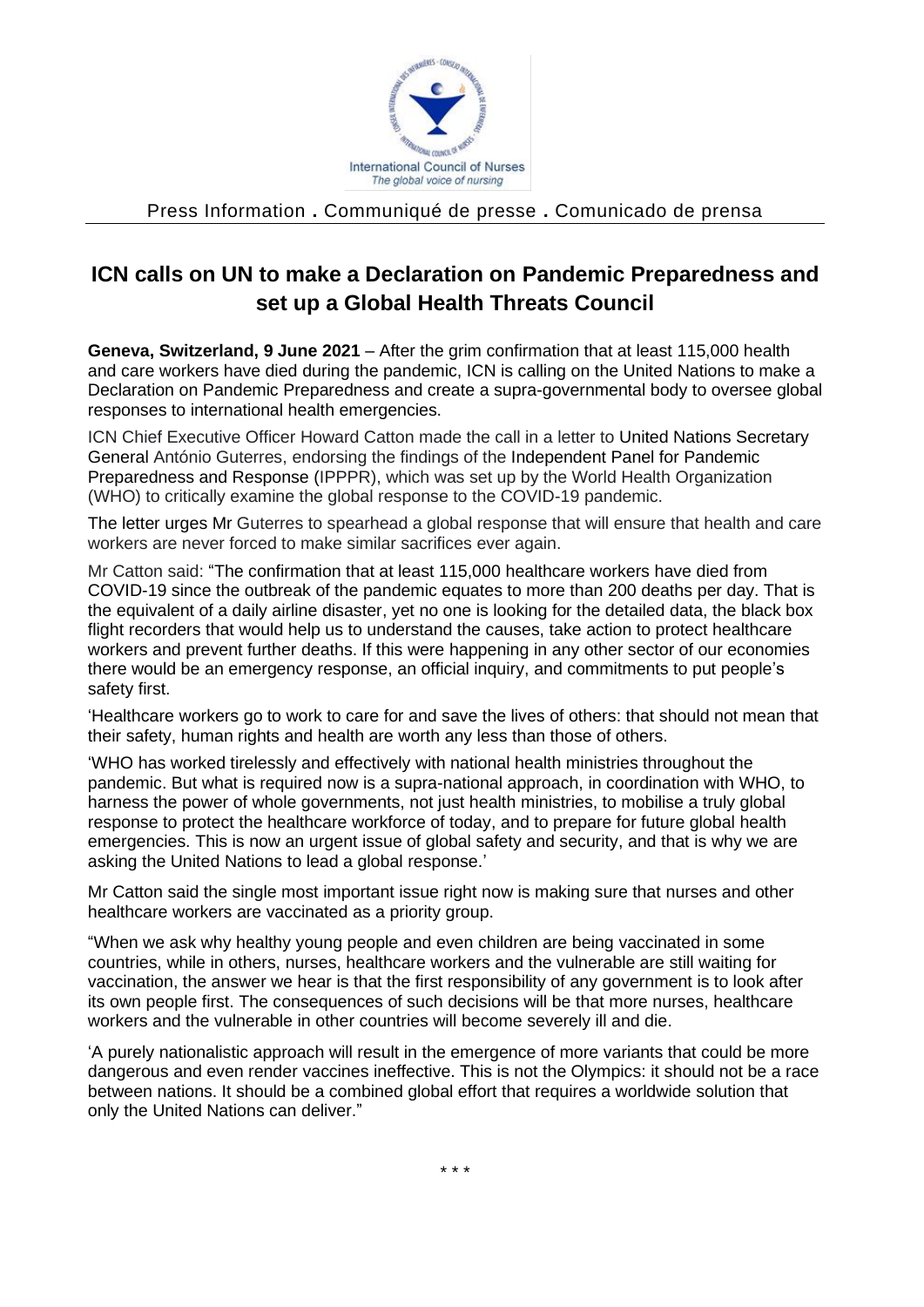International Council of Nurses
*The global voice of nursing*

Press Information . Communiqué de presse . Comunicado de prensa

# ICN calls on UN to make a Declaration on Pandemic Preparedness and set up a Global Health Threats Council

**Geneva, Switzerland, 9 June 2021** – After the grim confirmation that at least 115,000 health and care workers have died during the pandemic, ICN is calling on the United Nations to make a Declaration on Pandemic Preparedness and create a supra-governmental body to oversee global responses to international health emergencies.

ICN Chief Executive Officer Howard Catton made the call in a letter to United Nations Secretary General António Guterres, endorsing the findings of the Independent Panel for Pandemic Preparedness and Response (IPPPR), which was set up by the World Health Organization (WHO) to critically examine the global response to the COVID-19 pandemic.

The letter urges Mr Guterres to spearhead a global response that will ensure that health and care workers are never forced to make similar sacrifices ever again.

Mr Catton said: "The confirmation that at least 115,000 healthcare workers have died from COVID-19 since the outbreak of the pandemic equates to more than 200 deaths per day. That is the equivalent of a daily airline disaster, yet no one is looking for the detailed data, the black box flight recorders that would help us to understand the causes, take action to protect healthcare workers and prevent further deaths. If this were happening in any other sector of our economies there would be an emergency response, an official inquiry, and commitments to put people's safety first.

'Healthcare workers go to work to care for and save the lives of others: that should not mean that their safety, human rights and health are worth any less than those of others.

'WHO has worked tirelessly and effectively with national health ministries throughout the pandemic. But what is required now is a supra-national approach, in coordination with WHO, to harness the power of whole governments, not just health ministries, to mobilise a truly global response to protect the healthcare workforce of today, and to prepare for future global health emergencies. This is now an urgent issue of global safety and security, and that is why we are asking the United Nations to lead a global response.'

Mr Catton said the single most important issue right now is making sure that nurses and other healthcare workers are vaccinated as a priority group.

"When we ask why healthy young people and even children are being vaccinated in some countries, while in others, nurses, healthcare workers and the vulnerable are still waiting for vaccination, the answer we hear is that the first responsibility of any government is to look after its own people first. The consequences of such decisions will be that more nurses, healthcare workers and the vulnerable in other countries will become severely ill and die.

'A purely nationalistic approach will result in the emergence of more variants that could be more dangerous and even render vaccines ineffective. This is not the Olympics: it should not be a race between nations. It should be a combined global effort that requires a worldwide solution that only the United Nations can deliver."

\* \* \*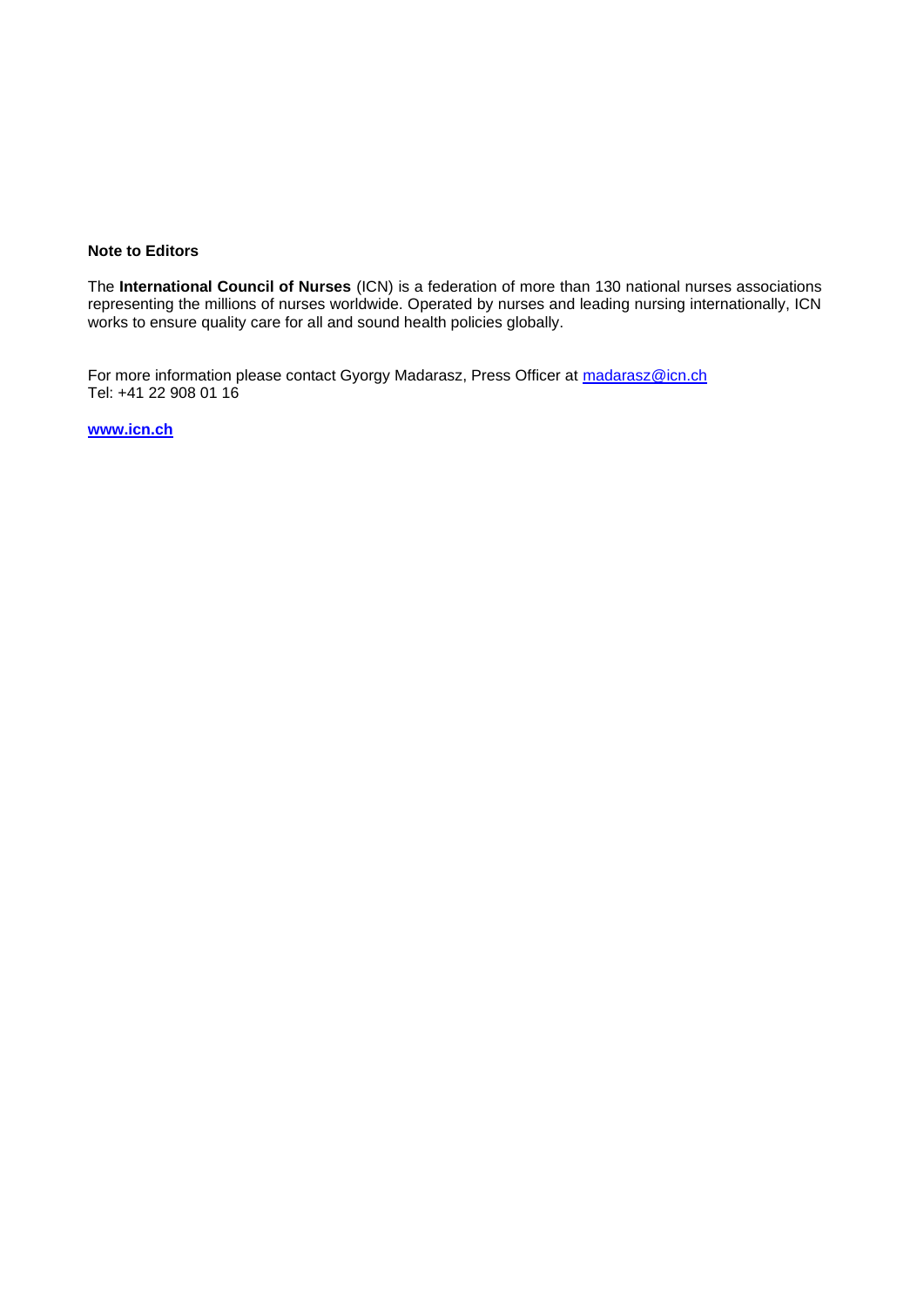**Note to Editors**

The **International Council of Nurses** (ICN) is a federation of more than 130 national nurses associations representing the millions of nurses worldwide. Operated by nurses and leading nursing internationally, ICN works to ensure quality care for all and sound health policies globally.

For more information please contact Gyorgy Madarasz, Press Officer at madarasz@icn.ch
Tel: +41 22 908 01 16

**www.icn.ch**